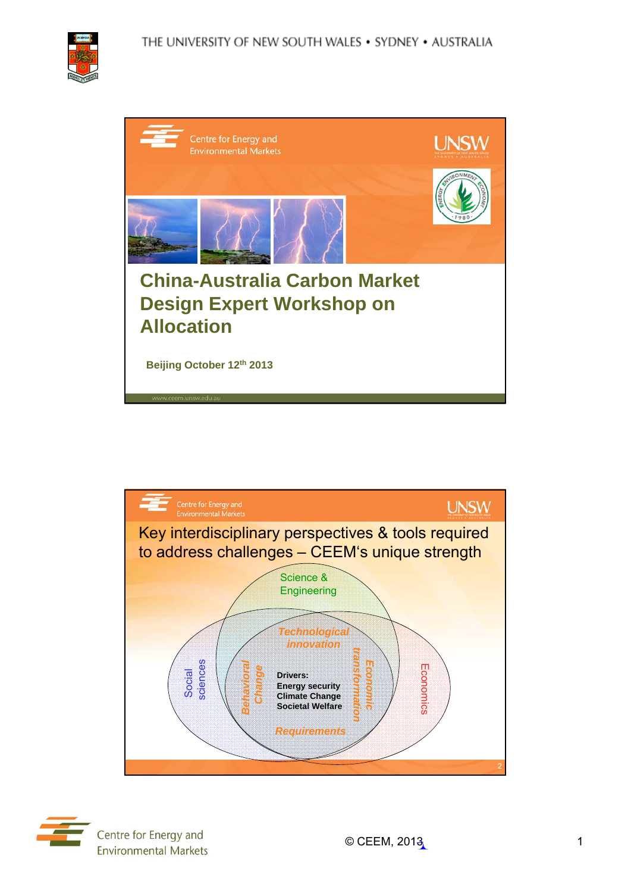# China-Australia Carbon Market Design Expert Workshop on Allocation

**Beijing October 12th 2013**

## Key interdisciplinary perspectives & tools required to address challenges – CEEM's unique strength

- Science & Engineering
- Social sciences
- Economics
- *Technological innovation*
- *Behavioral Change*
- *Economic transformation*
- *Requirements*

**Drivers:**
**Energy security**
**Climate Change**
**Societal Welfare**

© CEEM, 2013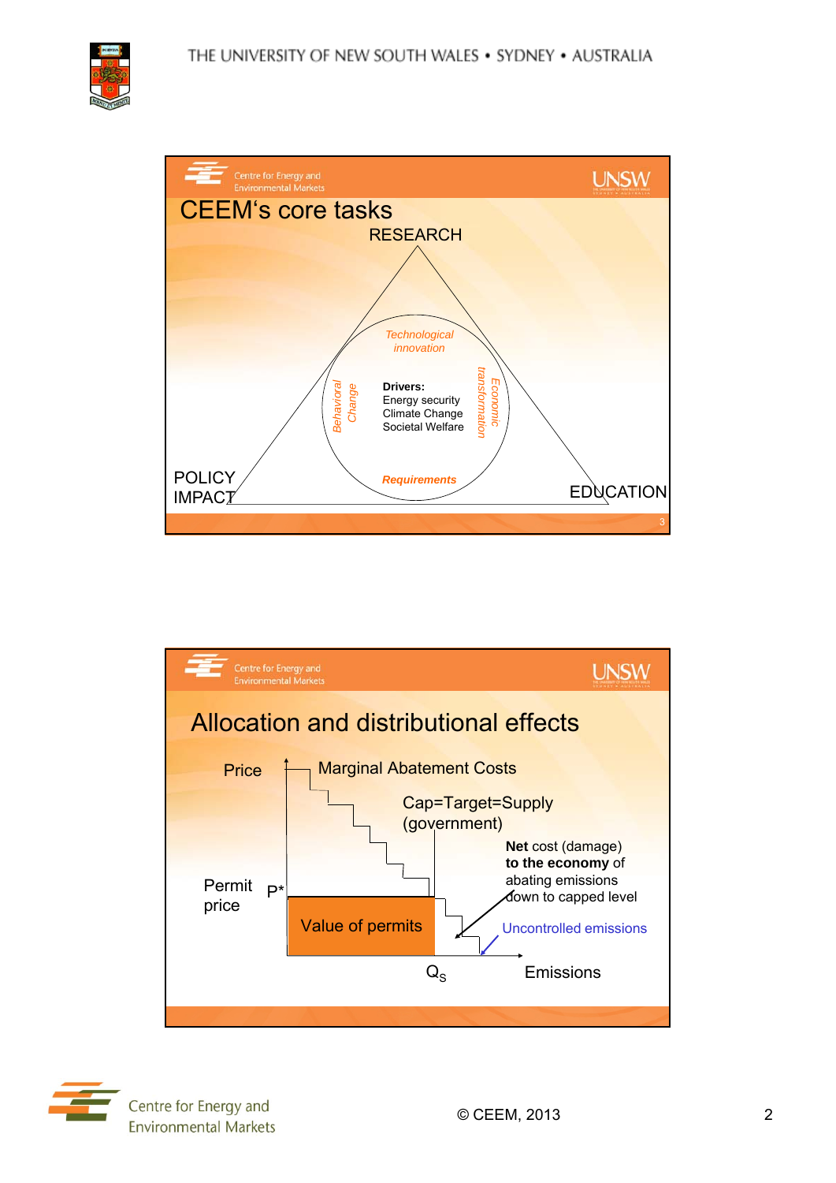## CEEM's core tasks

RESEARCH

*Technological innovation*

*Behavioral Change*

**Drivers:**
Energy security
Climate Change
Societal Welfare

*Economic transformation*

***Requirements***

POLICY IMPACT

EDUCATION

## Allocation and distributional effects

Price

Marginal Abatement Costs

Cap=Target=Supply (government)

**Net** cost (damage) **to the economy** of abating emissions down to capped level

Permit price

P*

Value of permits

Uncontrolled emissions

$Q_S$

Emissions

© CEEM, 2013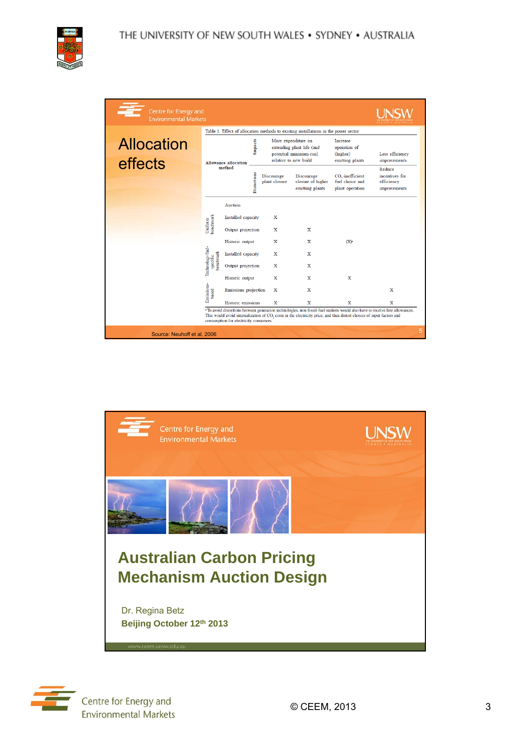## Allocation effects

Table 1. Effect of allocation methods to existing installations in the power sector

| Allowance allocation method | | Impacts: More expenditure on extending plant life (and potential minimum-run) relative to new build | Increase operation of (higher) emitting plants | | Less efficiency improvements |
|---|---|---|---|---|---|
| | **Distortions:** Discourage plant closure | Discourage closure of higher emitting plants | $CO_2$-inefficient fuel choice and plant operation | | Reduce incentives for efficiency improvements |
| Auction | | | | | |
| Uniform benchmark | Installed capacity | X | | | |
| | Output projection | X | X | | |
| | Historic output | X | X | (X)[a] | |
| Technology/fuel-specific benchmark | Installed capacity | X | X | | |
| | Output projection | X | X | | |
| | Historic output | X | X | X | |
| Emissions-based | Emissions projection | X | X | | X |
| | Historic emissions | X | X | X | X |

[a] To avoid distortions between generation technologies, non-fossil-fuel stations would also have to receive free allowances. This would avoid internalization of $CO_2$ costs in the electricity price, and thus distort choices of input factors and consumption for electricity consumers.

Source: Neuhoff et al. 2006

## Australian Carbon Pricing Mechanism Auction Design

Dr. Regina Betz

**Beijing October 12th 2013**

www.ceem.unsw.edu.au

© CEEM, 2013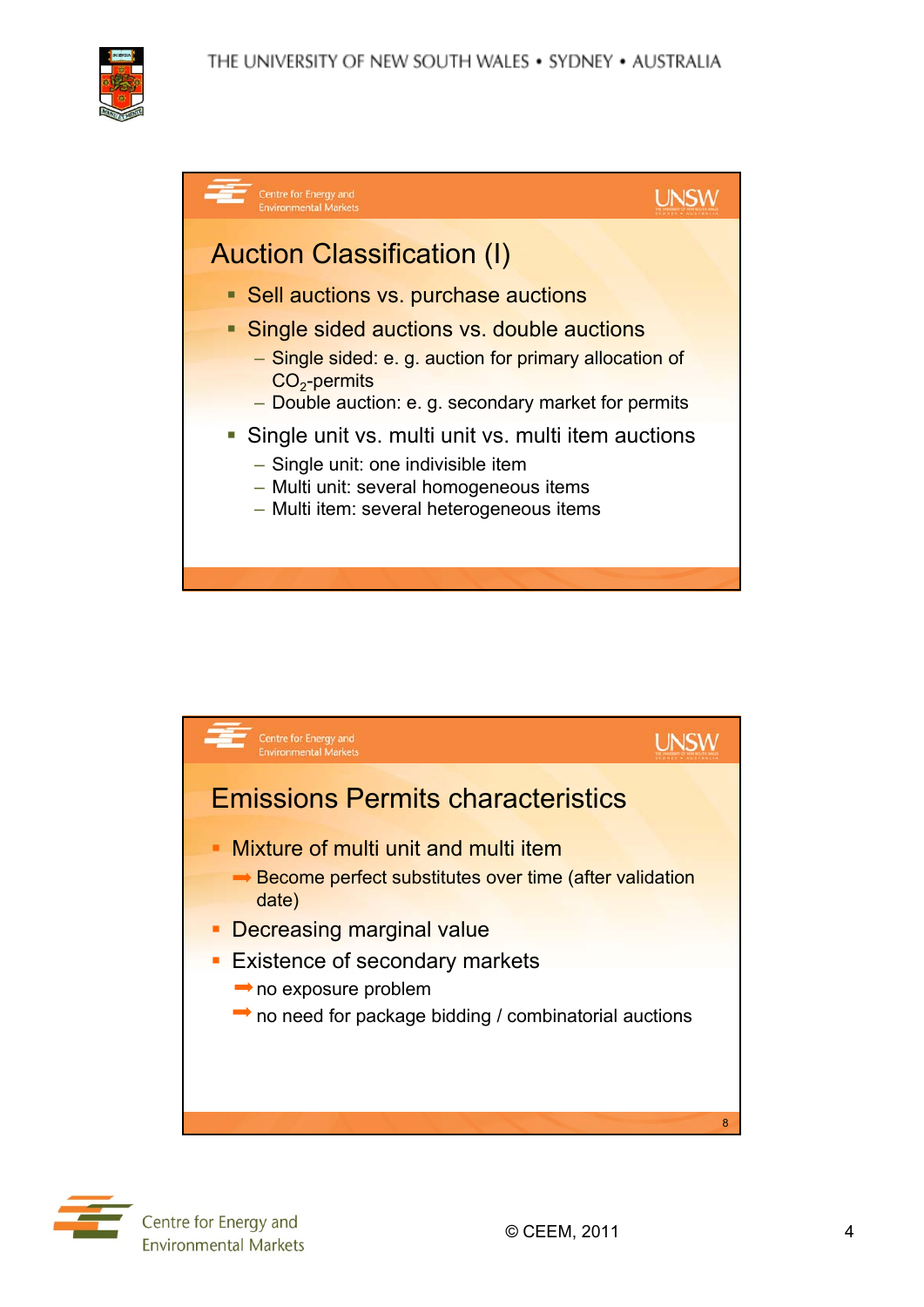## Auction Classification (I)

- Sell auctions vs. purchase auctions
- Single sided auctions vs. double auctions
  - Single sided: e. g. auction for primary allocation of $CO_2$-permits
  - Double auction: e. g. secondary market for permits
- Single unit vs. multi unit vs. multi item auctions
  - Single unit: one indivisible item
  - Multi unit: several homogeneous items
  - Multi item: several heterogeneous items

## Emissions Permits characteristics

- Mixture of multi unit and multi item
  - ➡ Become perfect substitutes over time (after validation date)
- Decreasing marginal value
- Existence of secondary markets
  - ➡ no exposure problem
  - ➡ no need for package bidding / combinatorial auctions

© CEEM, 2011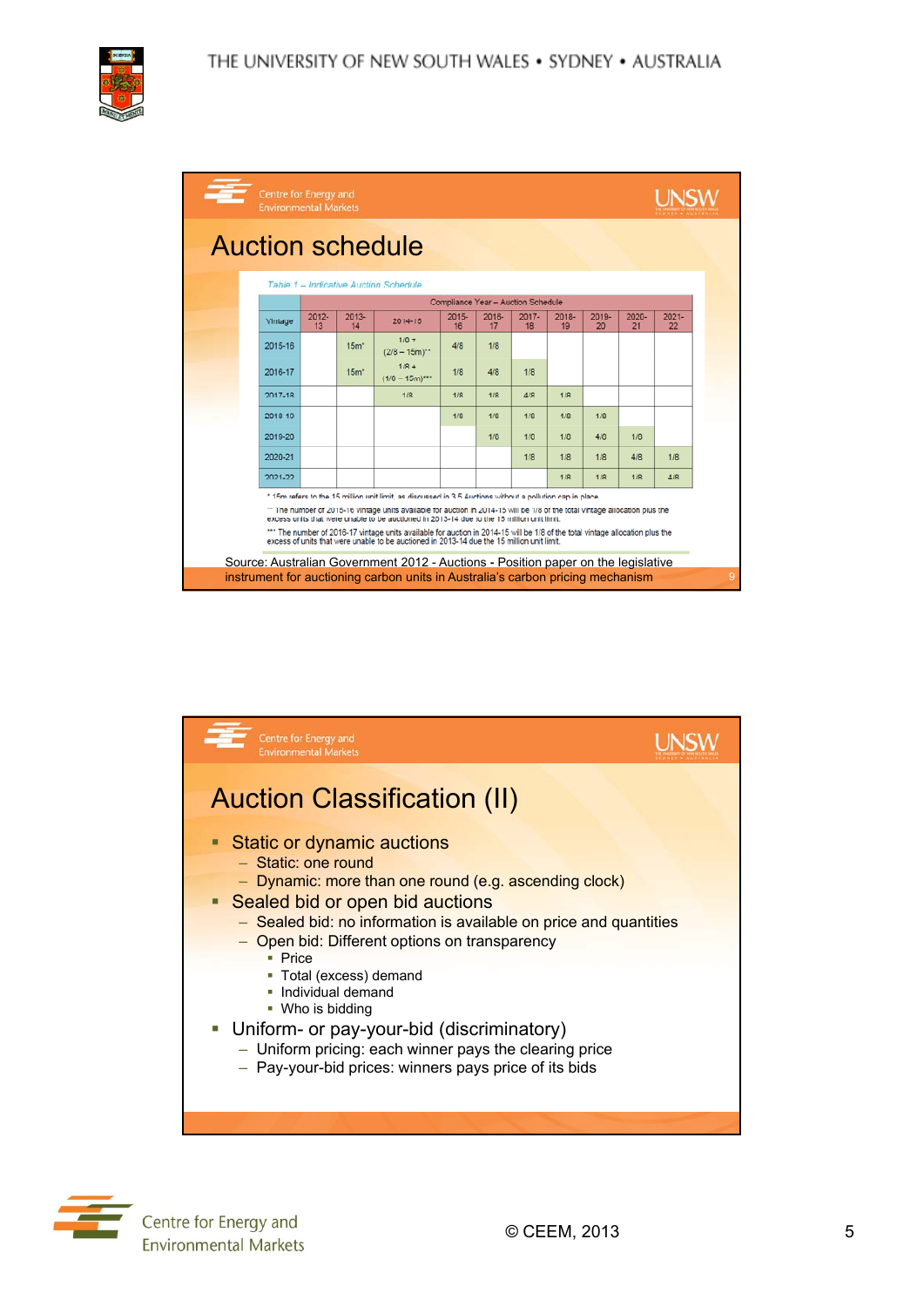## Auction schedule

*Table 1 – Indicative Auction Schedule*

| Vintage | Compliance Year – Auction Schedule | | | | | | | | | |
|---|---|---|---|---|---|---|---|---|---|---|
| | 2012-13 | 2013-14 | 2014-15 | 2015-16 | 2016-17 | 2017-18 | 2018-19 | 2019-20 | 2020-21 | 2021-22 |
| 2015-16 | | 15m* | 1/8 + (2/8 – 15m)** | 4/8 | 1/8 | | | | | |
| 2016-17 | | 15m* | 1/8 + (1/8 – 15m)*** | 1/8 | 4/8 | 1/8 | | | | |
| 2017-18 | | | 1/8 | 1/8 | 1/8 | 4/8 | 1/8 | | | |
| 2018-19 | | | | 1/8 | 1/8 | 1/8 | 4/8 | 1/8 | | |
| 2019-20 | | | | | 1/8 | 1/8 | 1/8 | 4/8 | 1/8 | |
| 2020-21 | | | | | | 1/8 | 1/8 | 1/8 | 4/8 | 1/8 |
| 2021-22 | | | | | | | 1/8 | 1/8 | 1/8 | 4/8 |

\* 15m refers to the 15 million unit limit, as discussed in 3.5 Auctions without a pollution cap in place.

\*\* The number of 2015-16 vintage units available for auction in 2014-15 will be 1/8 of the total vintage allocation plus the excess units that were unable to be auctioned in 2013-14 due to the 15 million unit limit.

\*\*\* The number of 2016-17 vintage units available for auction in 2014-15 will be 1/8 of the total vintage allocation plus the excess of units that were unable to be auctioned in 2013-14 due the 15 million unit limit.

Source: Australian Government 2012 - Auctions - Position paper on the legislative instrument for auctioning carbon units in Australia's carbon pricing mechanism

## Auction Classification (II)

- Static or dynamic auctions
  - Static: one round
  - Dynamic: more than one round (e.g. ascending clock)
- Sealed bid or open bid auctions
  - Sealed bid: no information is available on price and quantities
  - Open bid: Different options on transparency
    - Price
    - Total (excess) demand
    - Individual demand
    - Who is bidding
- Uniform- or pay-your-bid (discriminatory)
  - Uniform pricing: each winner pays the clearing price
  - Pay-your-bid prices: winners pays price of its bids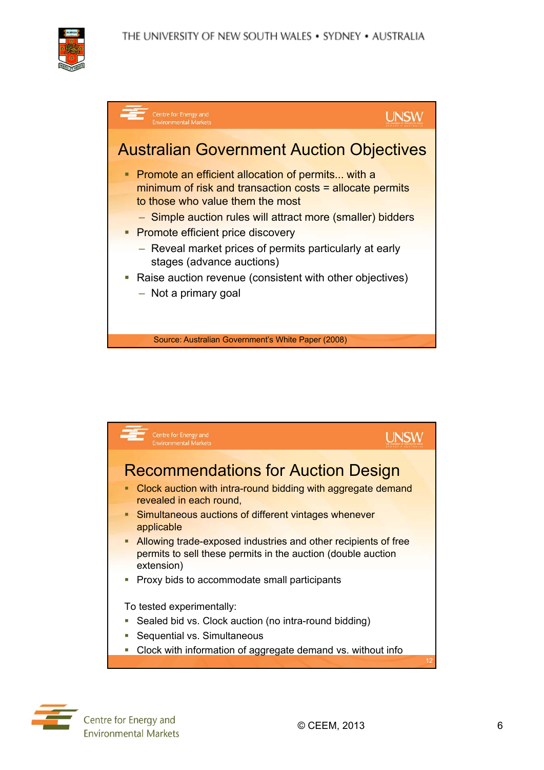## Australian Government Auction Objectives

- Promote an efficient allocation of permits... with a minimum of risk and transaction costs = allocate permits to those who value them the most
  - Simple auction rules will attract more (smaller) bidders
- Promote efficient price discovery
  - Reveal market prices of permits particularly at early stages (advance auctions)
- Raise auction revenue (consistent with other objectives)
  - Not a primary goal

Source: Australian Government's White Paper (2008)

## Recommendations for Auction Design

- Clock auction with intra-round bidding with aggregate demand revealed in each round,
- Simultaneous auctions of different vintages whenever applicable
- Allowing trade-exposed industries and other recipients of free permits to sell these permits in the auction (double auction extension)
- Proxy bids to accommodate small participants

To tested experimentally:

- Sealed bid vs. Clock auction (no intra-round bidding)
- Sequential vs. Simultaneous
- Clock with information of aggregate demand vs. without info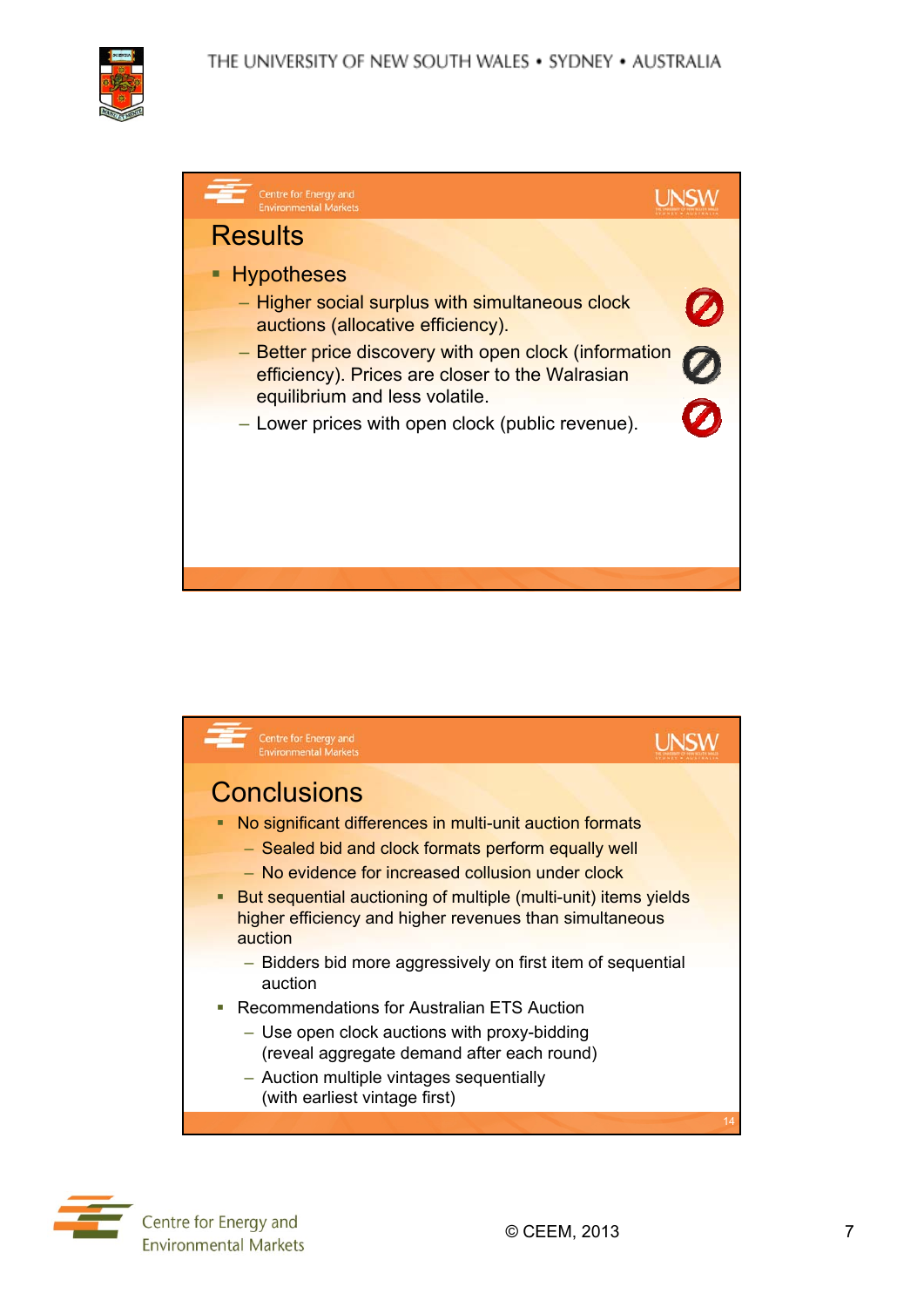## Results

- Hypotheses
  - Higher social surplus with simultaneous clock auctions (allocative efficiency).
  - Better price discovery with open clock (information efficiency). Prices are closer to the Walrasian equilibrium and less volatile.
  - Lower prices with open clock (public revenue).

## Conclusions

- No significant differences in multi-unit auction formats
  - Sealed bid and clock formats perform equally well
  - No evidence for increased collusion under clock
- But sequential auctioning of multiple (multi-unit) items yields higher efficiency and higher revenues than simultaneous auction
  - Bidders bid more aggressively on first item of sequential auction
- Recommendations for Australian ETS Auction
  - Use open clock auctions with proxy-bidding (reveal aggregate demand after each round)
  - Auction multiple vintages sequentially (with earliest vintage first)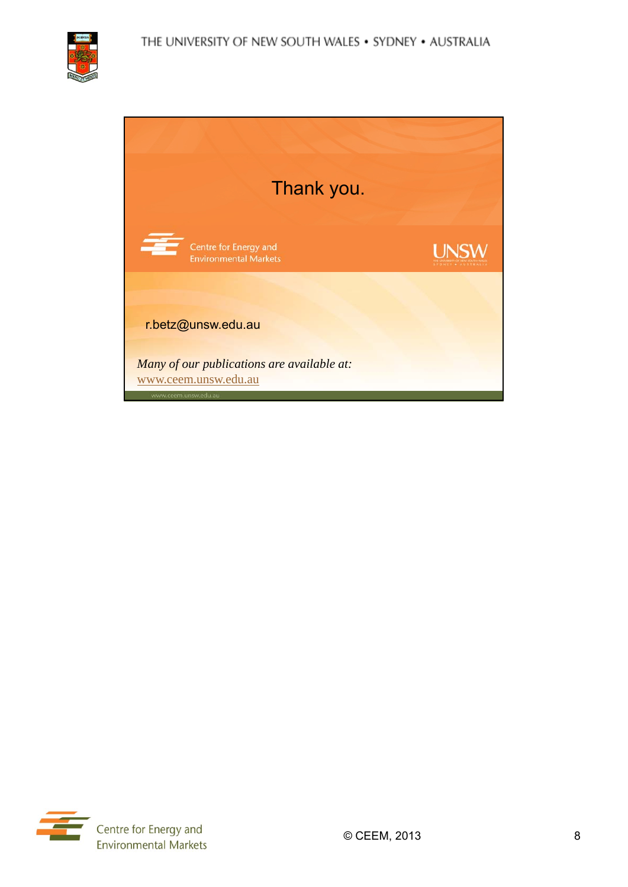# Thank you.

Centre for Energy and Environmental Markets

UNSW

r.betz@unsw.edu.au

*Many of our publications are available at:*
www.ceem.unsw.edu.au